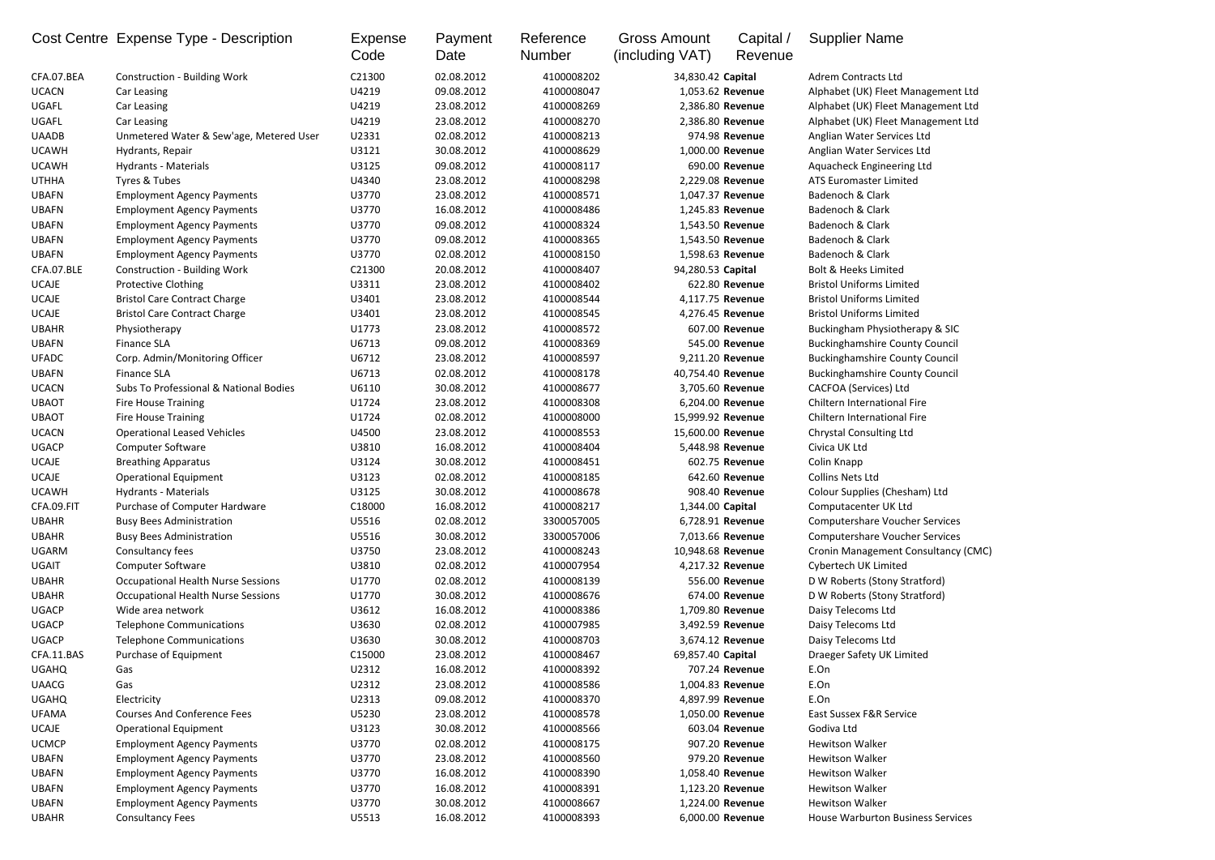| Cost Centre | Expense Type - Description | Expense Code | Payment Date | Reference Number | Gross Amount (including VAT) | Capital / Revenue | Supplier Name |
|---|---|---|---|---|---|---|---|
| CFA.07.BEA | Construction - Building Work | C21300 | 02.08.2012 | 4100008202 | 34,830.42 | **Capital** | Adrem Contracts Ltd |
| UCACN | Car Leasing | U4219 | 09.08.2012 | 4100008047 | 1,053.62 | **Revenue** | Alphabet (UK) Fleet Management Ltd |
| UGAFL | Car Leasing | U4219 | 23.08.2012 | 4100008269 | 2,386.80 | **Revenue** | Alphabet (UK) Fleet Management Ltd |
| UGAFL | Car Leasing | U4219 | 23.08.2012 | 4100008270 | 2,386.80 | **Revenue** | Alphabet (UK) Fleet Management Ltd |
| UAADB | Unmetered Water & Sew'age, Metered User | U2331 | 02.08.2012 | 4100008213 | 974.98 | **Revenue** | Anglian Water Services Ltd |
| UCAWH | Hydrants, Repair | U3121 | 30.08.2012 | 4100008629 | 1,000.00 | **Revenue** | Anglian Water Services Ltd |
| UCAWH | Hydrants - Materials | U3125 | 09.08.2012 | 4100008117 | 690.00 | **Revenue** | Aquacheck Engineering Ltd |
| UTHHA | Tyres & Tubes | U4340 | 23.08.2012 | 4100008298 | 2,229.08 | **Revenue** | ATS Euromaster Limited |
| UBAFN | Employment Agency Payments | U3770 | 23.08.2012 | 4100008571 | 1,047.37 | **Revenue** | Badenoch & Clark |
| UBAFN | Employment Agency Payments | U3770 | 16.08.2012 | 4100008486 | 1,245.83 | **Revenue** | Badenoch & Clark |
| UBAFN | Employment Agency Payments | U3770 | 09.08.2012 | 4100008324 | 1,543.50 | **Revenue** | Badenoch & Clark |
| UBAFN | Employment Agency Payments | U3770 | 09.08.2012 | 4100008365 | 1,543.50 | **Revenue** | Badenoch & Clark |
| UBAFN | Employment Agency Payments | U3770 | 02.08.2012 | 4100008150 | 1,598.63 | **Revenue** | Badenoch & Clark |
| CFA.07.BLE | Construction - Building Work | C21300 | 20.08.2012 | 4100008407 | 94,280.53 | **Capital** | Bolt & Heeks Limited |
| UCAJE | Protective Clothing | U3311 | 23.08.2012 | 4100008402 | 622.80 | **Revenue** | Bristol Uniforms Limited |
| UCAJE | Bristol Care Contract Charge | U3401 | 23.08.2012 | 4100008544 | 4,117.75 | **Revenue** | Bristol Uniforms Limited |
| UCAJE | Bristol Care Contract Charge | U3401 | 23.08.2012 | 4100008545 | 4,276.45 | **Revenue** | Bristol Uniforms Limited |
| UBAHR | Physiotherapy | U1773 | 23.08.2012 | 4100008572 | 607.00 | **Revenue** | Buckingham Physiotherapy & SIC |
| UBAFN | Finance SLA | U6713 | 09.08.2012 | 4100008369 | 545.00 | **Revenue** | Buckinghamshire County Council |
| UFADC | Corp. Admin/Monitoring Officer | U6712 | 23.08.2012 | 4100008597 | 9,211.20 | **Revenue** | Buckinghamshire County Council |
| UBAFN | Finance SLA | U6713 | 02.08.2012 | 4100008178 | 40,754.40 | **Revenue** | Buckinghamshire County Council |
| UCACN | Subs To Professional & National Bodies | U6110 | 30.08.2012 | 4100008677 | 3,705.60 | **Revenue** | CACFOA (Services) Ltd |
| UBAOT | Fire House Training | U1724 | 23.08.2012 | 4100008308 | 6,204.00 | **Revenue** | Chiltern International Fire |
| UBAOT | Fire House Training | U1724 | 02.08.2012 | 4100008000 | 15,999.92 | **Revenue** | Chiltern International Fire |
| UCACN | Operational Leased Vehicles | U4500 | 23.08.2012 | 4100008553 | 15,600.00 | **Revenue** | Chrystal Consulting Ltd |
| UGACP | Computer Software | U3810 | 16.08.2012 | 4100008404 | 5,448.98 | **Revenue** | Civica UK Ltd |
| UCAJE | Breathing Apparatus | U3124 | 30.08.2012 | 4100008451 | 602.75 | **Revenue** | Colin Knapp |
| UCAJE | Operational Equipment | U3123 | 02.08.2012 | 4100008185 | 642.60 | **Revenue** | Collins Nets Ltd |
| UCAWH | Hydrants - Materials | U3125 | 30.08.2012 | 4100008678 | 908.40 | **Revenue** | Colour Supplies (Chesham) Ltd |
| CFA.09.FIT | Purchase of Computer Hardware | C18000 | 16.08.2012 | 4100008217 | 1,344.00 | **Capital** | Computacenter UK Ltd |
| UBAHR | Busy Bees Administration | U5516 | 02.08.2012 | 3300057005 | 6,728.91 | **Revenue** | Computershare Voucher Services |
| UBAHR | Busy Bees Administration | U5516 | 30.08.2012 | 3300057006 | 7,013.66 | **Revenue** | Computershare Voucher Services |
| UGARM | Consultancy fees | U3750 | 23.08.2012 | 4100008243 | 10,948.68 | **Revenue** | Cronin Management Consultancy (CMC) |
| UGAIT | Computer Software | U3810 | 02.08.2012 | 4100007954 | 4,217.32 | **Revenue** | Cybertech UK Limited |
| UBAHR | Occupational Health Nurse Sessions | U1770 | 02.08.2012 | 4100008139 | 556.00 | **Revenue** | D W Roberts (Stony Stratford) |
| UBAHR | Occupational Health Nurse Sessions | U1770 | 30.08.2012 | 4100008676 | 674.00 | **Revenue** | D W Roberts (Stony Stratford) |
| UGACP | Wide area network | U3612 | 16.08.2012 | 4100008386 | 1,709.80 | **Revenue** | Daisy Telecoms Ltd |
| UGACP | Telephone Communications | U3630 | 02.08.2012 | 4100007985 | 3,492.59 | **Revenue** | Daisy Telecoms Ltd |
| UGACP | Telephone Communications | U3630 | 30.08.2012 | 4100008703 | 3,674.12 | **Revenue** | Daisy Telecoms Ltd |
| CFA.11.BAS | Purchase of Equipment | C15000 | 23.08.2012 | 4100008467 | 69,857.40 | **Capital** | Draeger Safety UK Limited |
| UGAHQ | Gas | U2312 | 16.08.2012 | 4100008392 | 707.24 | **Revenue** | E.On |
| UAACG | Gas | U2312 | 23.08.2012 | 4100008586 | 1,004.83 | **Revenue** | E.On |
| UGAHQ | Electricity | U2313 | 09.08.2012 | 4100008370 | 4,897.99 | **Revenue** | E.On |
| UFAMA | Courses And Conference Fees | U5230 | 23.08.2012 | 4100008578 | 1,050.00 | **Revenue** | East Sussex F&R Service |
| UCAJE | Operational Equipment | U3123 | 30.08.2012 | 4100008566 | 603.04 | **Revenue** | Godiva Ltd |
| UCMCP | Employment Agency Payments | U3770 | 02.08.2012 | 4100008175 | 907.20 | **Revenue** | Hewitson Walker |
| UBAFN | Employment Agency Payments | U3770 | 23.08.2012 | 4100008560 | 979.20 | **Revenue** | Hewitson Walker |
| UBAFN | Employment Agency Payments | U3770 | 16.08.2012 | 4100008390 | 1,058.40 | **Revenue** | Hewitson Walker |
| UBAFN | Employment Agency Payments | U3770 | 16.08.2012 | 4100008391 | 1,123.20 | **Revenue** | Hewitson Walker |
| UBAFN | Employment Agency Payments | U3770 | 30.08.2012 | 4100008667 | 1,224.00 | **Revenue** | Hewitson Walker |
| UBAHR | Consultancy Fees | U5513 | 16.08.2012 | 4100008393 | 6,000.00 | **Revenue** | House Warburton Business Services |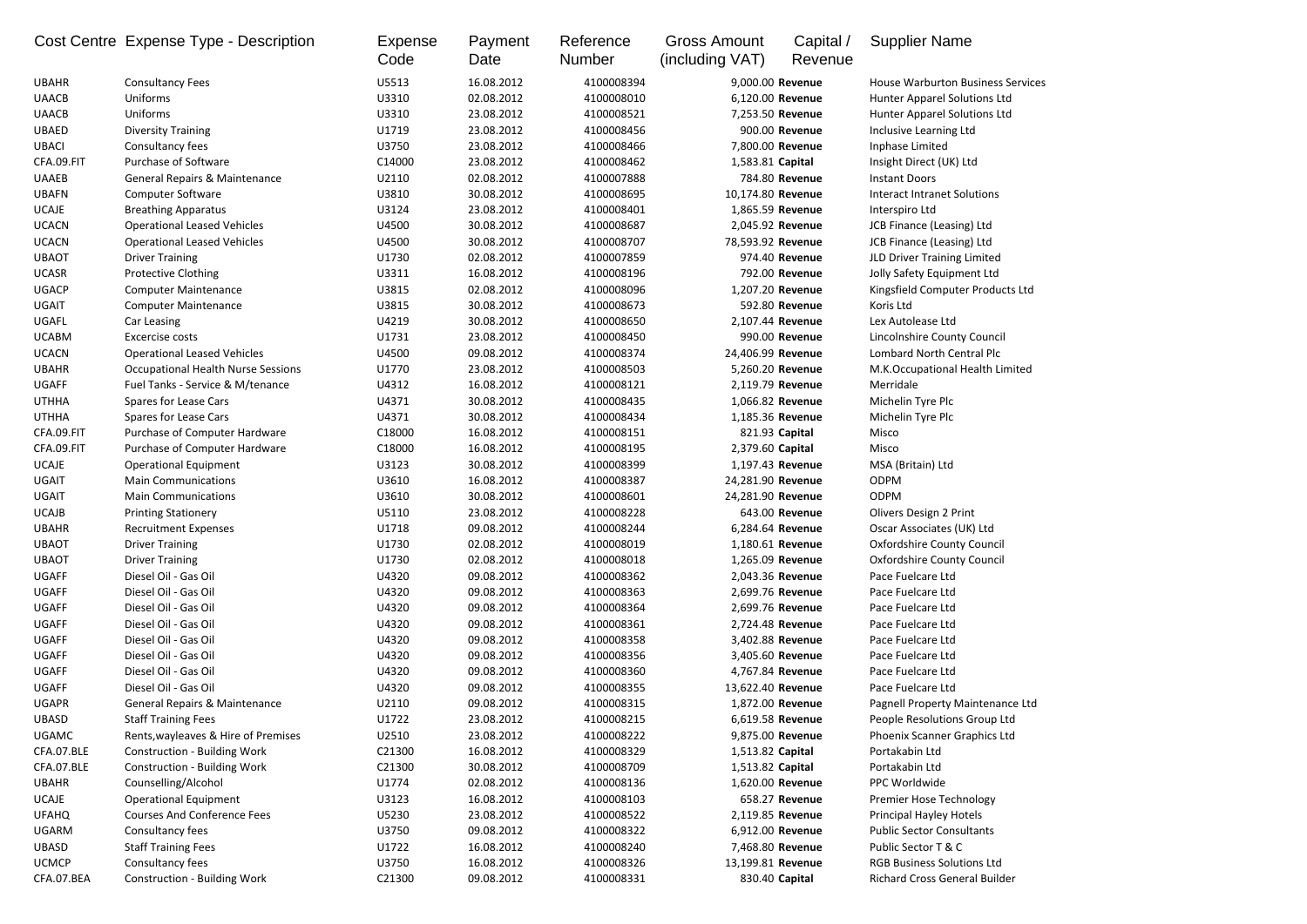| Cost Centre | Expense Type - Description | Expense Code | Payment Date | Reference Number | Gross Amount (including VAT) | Capital / Revenue | Supplier Name |
|---|---|---|---|---|---|---|---|
| UBAHR | Consultancy Fees | U5513 | 16.08.2012 | 4100008394 | 9,000.00 | Revenue | House Warburton Business Services |
| UAACB | Uniforms | U3310 | 02.08.2012 | 4100008010 | 6,120.00 | Revenue | Hunter Apparel Solutions Ltd |
| UAACB | Uniforms | U3310 | 23.08.2012 | 4100008521 | 7,253.50 | Revenue | Hunter Apparel Solutions Ltd |
| UBAED | Diversity Training | U1719 | 23.08.2012 | 4100008456 | 900.00 | Revenue | Inclusive Learning Ltd |
| UBACI | Consultancy fees | U3750 | 23.08.2012 | 4100008466 | 7,800.00 | Revenue | Inphase Limited |
| CFA.09.FIT | Purchase of Software | C14000 | 23.08.2012 | 4100008462 | 1,583.81 | Capital | Insight Direct (UK) Ltd |
| UAAEB | General Repairs & Maintenance | U2110 | 02.08.2012 | 4100007888 | 784.80 | Revenue | Instant Doors |
| UBAFN | Computer Software | U3810 | 30.08.2012 | 4100008695 | 10,174.80 | Revenue | Interact Intranet Solutions |
| UCAJE | Breathing Apparatus | U3124 | 23.08.2012 | 4100008401 | 1,865.59 | Revenue | Interspiro Ltd |
| UCACN | Operational Leased Vehicles | U4500 | 30.08.2012 | 4100008687 | 2,045.92 | Revenue | JCB Finance (Leasing) Ltd |
| UCACN | Operational Leased Vehicles | U4500 | 30.08.2012 | 4100008707 | 78,593.92 | Revenue | JCB Finance (Leasing) Ltd |
| UBAOT | Driver Training | U1730 | 02.08.2012 | 4100007859 | 974.40 | Revenue | JLD Driver Training Limited |
| UCASR | Protective Clothing | U3311 | 16.08.2012 | 4100008196 | 792.00 | Revenue | Jolly Safety Equipment Ltd |
| UGACP | Computer Maintenance | U3815 | 02.08.2012 | 4100008096 | 1,207.20 | Revenue | Kingsfield Computer Products Ltd |
| UGAIT | Computer Maintenance | U3815 | 30.08.2012 | 4100008673 | 592.80 | Revenue | Koris Ltd |
| UGAFL | Car Leasing | U4219 | 30.08.2012 | 4100008650 | 2,107.44 | Revenue | Lex Autolease Ltd |
| UCABM | Excercise costs | U1731 | 23.08.2012 | 4100008450 | 990.00 | Revenue | Lincolnshire County Council |
| UCACN | Operational Leased Vehicles | U4500 | 09.08.2012 | 4100008374 | 24,406.99 | Revenue | Lombard North Central Plc |
| UBAHR | Occupational Health Nurse Sessions | U1770 | 23.08.2012 | 4100008503 | 5,260.20 | Revenue | M.K.Occupational Health Limited |
| UGAFF | Fuel Tanks - Service & M/tenance | U4312 | 16.08.2012 | 4100008121 | 2,119.79 | Revenue | Merridale |
| UTHHA | Spares for Lease Cars | U4371 | 30.08.2012 | 4100008435 | 1,066.82 | Revenue | Michelin Tyre Plc |
| UTHHA | Spares for Lease Cars | U4371 | 30.08.2012 | 4100008434 | 1,185.36 | Revenue | Michelin Tyre Plc |
| CFA.09.FIT | Purchase of Computer Hardware | C18000 | 16.08.2012 | 4100008151 | 821.93 | Capital | Misco |
| CFA.09.FIT | Purchase of Computer Hardware | C18000 | 16.08.2012 | 4100008195 | 2,379.60 | Capital | Misco |
| UCAJE | Operational Equipment | U3123 | 30.08.2012 | 4100008399 | 1,197.43 | Revenue | MSA (Britain) Ltd |
| UGAIT | Main Communications | U3610 | 16.08.2012 | 4100008387 | 24,281.90 | Revenue | ODPM |
| UGAIT | Main Communications | U3610 | 30.08.2012 | 4100008601 | 24,281.90 | Revenue | ODPM |
| UCAJB | Printing Stationery | U5110 | 23.08.2012 | 4100008228 | 643.00 | Revenue | Olivers Design 2 Print |
| UBAHR | Recruitment Expenses | U1718 | 09.08.2012 | 4100008244 | 6,284.64 | Revenue | Oscar Associates (UK) Ltd |
| UBAOT | Driver Training | U1730 | 02.08.2012 | 4100008019 | 1,180.61 | Revenue | Oxfordshire County Council |
| UBAOT | Driver Training | U1730 | 02.08.2012 | 4100008018 | 1,265.09 | Revenue | Oxfordshire County Council |
| UGAFF | Diesel Oil - Gas Oil | U4320 | 09.08.2012 | 4100008362 | 2,043.36 | Revenue | Pace Fuelcare Ltd |
| UGAFF | Diesel Oil - Gas Oil | U4320 | 09.08.2012 | 4100008363 | 2,699.76 | Revenue | Pace Fuelcare Ltd |
| UGAFF | Diesel Oil - Gas Oil | U4320 | 09.08.2012 | 4100008364 | 2,699.76 | Revenue | Pace Fuelcare Ltd |
| UGAFF | Diesel Oil - Gas Oil | U4320 | 09.08.2012 | 4100008361 | 2,724.48 | Revenue | Pace Fuelcare Ltd |
| UGAFF | Diesel Oil - Gas Oil | U4320 | 09.08.2012 | 4100008358 | 3,402.88 | Revenue | Pace Fuelcare Ltd |
| UGAFF | Diesel Oil - Gas Oil | U4320 | 09.08.2012 | 4100008356 | 3,405.60 | Revenue | Pace Fuelcare Ltd |
| UGAFF | Diesel Oil - Gas Oil | U4320 | 09.08.2012 | 4100008360 | 4,767.84 | Revenue | Pace Fuelcare Ltd |
| UGAFF | Diesel Oil - Gas Oil | U4320 | 09.08.2012 | 4100008355 | 13,622.40 | Revenue | Pace Fuelcare Ltd |
| UGAPR | General Repairs & Maintenance | U2110 | 09.08.2012 | 4100008315 | 1,872.00 | Revenue | Pagnell Property Maintenance Ltd |
| UBASD | Staff Training Fees | U1722 | 23.08.2012 | 4100008215 | 6,619.58 | Revenue | People Resolutions Group Ltd |
| UGAMC | Rents,wayleaves & Hire of Premises | U2510 | 23.08.2012 | 4100008222 | 9,875.00 | Revenue | Phoenix Scanner Graphics Ltd |
| CFA.07.BLE | Construction - Building Work | C21300 | 16.08.2012 | 4100008329 | 1,513.82 | Capital | Portakabin Ltd |
| CFA.07.BLE | Construction - Building Work | C21300 | 30.08.2012 | 4100008709 | 1,513.82 | Capital | Portakabin Ltd |
| UBAHR | Counselling/Alcohol | U1774 | 02.08.2012 | 4100008136 | 1,620.00 | Revenue | PPC Worldwide |
| UCAJE | Operational Equipment | U3123 | 16.08.2012 | 4100008103 | 658.27 | Revenue | Premier Hose Technology |
| UFAHQ | Courses And Conference Fees | U5230 | 23.08.2012 | 4100008522 | 2,119.85 | Revenue | Principal Hayley Hotels |
| UGARM | Consultancy fees | U3750 | 09.08.2012 | 4100008322 | 6,912.00 | Revenue | Public Sector Consultants |
| UBASD | Staff Training Fees | U1722 | 16.08.2012 | 4100008240 | 7,468.80 | Revenue | Public Sector T & C |
| UCMCP | Consultancy fees | U3750 | 16.08.2012 | 4100008326 | 13,199.81 | Revenue | RGB Business Solutions Ltd |
| CFA.07.BEA | Construction - Building Work | C21300 | 09.08.2012 | 4100008331 | 830.40 | Capital | Richard Cross General Builder |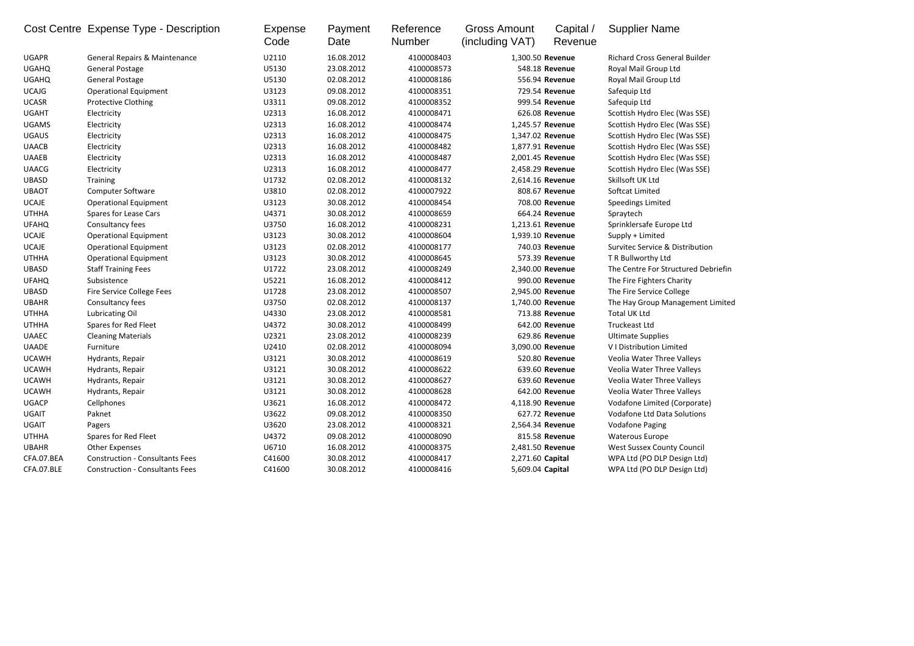| Cost Centre | Expense Type - Description | Expense Code | Payment Date | Reference Number | Gross Amount (including VAT) | Capital / Revenue | Supplier Name |
|---|---|---|---|---|---|---|---|
| UGAPR | General Repairs & Maintenance | U2110 | 16.08.2012 | 4100008403 | 1,300.50 | **Revenue** | Richard Cross General Builder |
| UGAHQ | General Postage | U5130 | 23.08.2012 | 4100008573 | 548.18 | **Revenue** | Royal Mail Group Ltd |
| UGAHQ | General Postage | U5130 | 02.08.2012 | 4100008186 | 556.94 | **Revenue** | Royal Mail Group Ltd |
| UCAJG | Operational Equipment | U3123 | 09.08.2012 | 4100008351 | 729.54 | **Revenue** | Safequip Ltd |
| UCASR | Protective Clothing | U3311 | 09.08.2012 | 4100008352 | 999.54 | **Revenue** | Safequip Ltd |
| UGAHT | Electricity | U2313 | 16.08.2012 | 4100008471 | 626.08 | **Revenue** | Scottish Hydro Elec (Was SSE) |
| UGAMS | Electricity | U2313 | 16.08.2012 | 4100008474 | 1,245.57 | **Revenue** | Scottish Hydro Elec (Was SSE) |
| UGAUS | Electricity | U2313 | 16.08.2012 | 4100008475 | 1,347.02 | **Revenue** | Scottish Hydro Elec (Was SSE) |
| UAACB | Electricity | U2313 | 16.08.2012 | 4100008482 | 1,877.91 | **Revenue** | Scottish Hydro Elec (Was SSE) |
| UAAEB | Electricity | U2313 | 16.08.2012 | 4100008487 | 2,001.45 | **Revenue** | Scottish Hydro Elec (Was SSE) |
| UAACG | Electricity | U2313 | 16.08.2012 | 4100008477 | 2,458.29 | **Revenue** | Scottish Hydro Elec (Was SSE) |
| UBASD | Training | U1732 | 02.08.2012 | 4100008132 | 2,614.16 | **Revenue** | Skillsoft UK Ltd |
| UBAOT | Computer Software | U3810 | 02.08.2012 | 4100007922 | 808.67 | **Revenue** | Softcat Limited |
| UCAJE | Operational Equipment | U3123 | 30.08.2012 | 4100008454 | 708.00 | **Revenue** | Speedings Limited |
| UTHHA | Spares for Lease Cars | U4371 | 30.08.2012 | 4100008659 | 664.24 | **Revenue** | Spraytech |
| UFAHQ | Consultancy fees | U3750 | 16.08.2012 | 4100008231 | 1,213.61 | **Revenue** | Sprinklersafe Europe Ltd |
| UCAJE | Operational Equipment | U3123 | 30.08.2012 | 4100008604 | 1,939.10 | **Revenue** | Supply + Limited |
| UCAJE | Operational Equipment | U3123 | 02.08.2012 | 4100008177 | 740.03 | **Revenue** | Survitec Service & Distribution |
| UTHHA | Operational Equipment | U3123 | 30.08.2012 | 4100008645 | 573.39 | **Revenue** | T R Bullworthy Ltd |
| UBASD | Staff Training Fees | U1722 | 23.08.2012 | 4100008249 | 2,340.00 | **Revenue** | The Centre For Structured Debriefin |
| UFAHQ | Subsistence | U5221 | 16.08.2012 | 4100008412 | 990.00 | **Revenue** | The Fire Fighters Charity |
| UBASD | Fire Service College Fees | U1728 | 23.08.2012 | 4100008507 | 2,945.00 | **Revenue** | The Fire Service College |
| UBAHR | Consultancy fees | U3750 | 02.08.2012 | 4100008137 | 1,740.00 | **Revenue** | The Hay Group Management Limited |
| UTHHA | Lubricating Oil | U4330 | 23.08.2012 | 4100008581 | 713.88 | **Revenue** | Total UK Ltd |
| UTHHA | Spares for Red Fleet | U4372 | 30.08.2012 | 4100008499 | 642.00 | **Revenue** | Truckeast Ltd |
| UAAEC | Cleaning Materials | U2321 | 23.08.2012 | 4100008239 | 629.86 | **Revenue** | Ultimate Supplies |
| UAADE | Furniture | U2410 | 02.08.2012 | 4100008094 | 3,090.00 | **Revenue** | V I Distribution Limited |
| UCAWH | Hydrants, Repair | U3121 | 30.08.2012 | 4100008619 | 520.80 | **Revenue** | Veolia Water Three Valleys |
| UCAWH | Hydrants, Repair | U3121 | 30.08.2012 | 4100008622 | 639.60 | **Revenue** | Veolia Water Three Valleys |
| UCAWH | Hydrants, Repair | U3121 | 30.08.2012 | 4100008627 | 639.60 | **Revenue** | Veolia Water Three Valleys |
| UCAWH | Hydrants, Repair | U3121 | 30.08.2012 | 4100008628 | 642.00 | **Revenue** | Veolia Water Three Valleys |
| UGACP | Cellphones | U3621 | 16.08.2012 | 4100008472 | 4,118.90 | **Revenue** | Vodafone Limited (Corporate) |
| UGAIT | Paknet | U3622 | 09.08.2012 | 4100008350 | 627.72 | **Revenue** | Vodafone Ltd Data Solutions |
| UGAIT | Pagers | U3620 | 23.08.2012 | 4100008321 | 2,564.34 | **Revenue** | Vodafone Paging |
| UTHHA | Spares for Red Fleet | U4372 | 09.08.2012 | 4100008090 | 815.58 | **Revenue** | Waterous Europe |
| UBAHR | Other Expenses | U6710 | 16.08.2012 | 4100008375 | 2,481.50 | **Revenue** | West Sussex County Council |
| CFA.07.BEA | Construction - Consultants Fees | C41600 | 30.08.2012 | 4100008417 | 2,271.60 | **Capital** | WPA Ltd (PO DLP Design Ltd) |
| CFA.07.BLE | Construction - Consultants Fees | C41600 | 30.08.2012 | 4100008416 | 5,609.04 | **Capital** | WPA Ltd (PO DLP Design Ltd) |